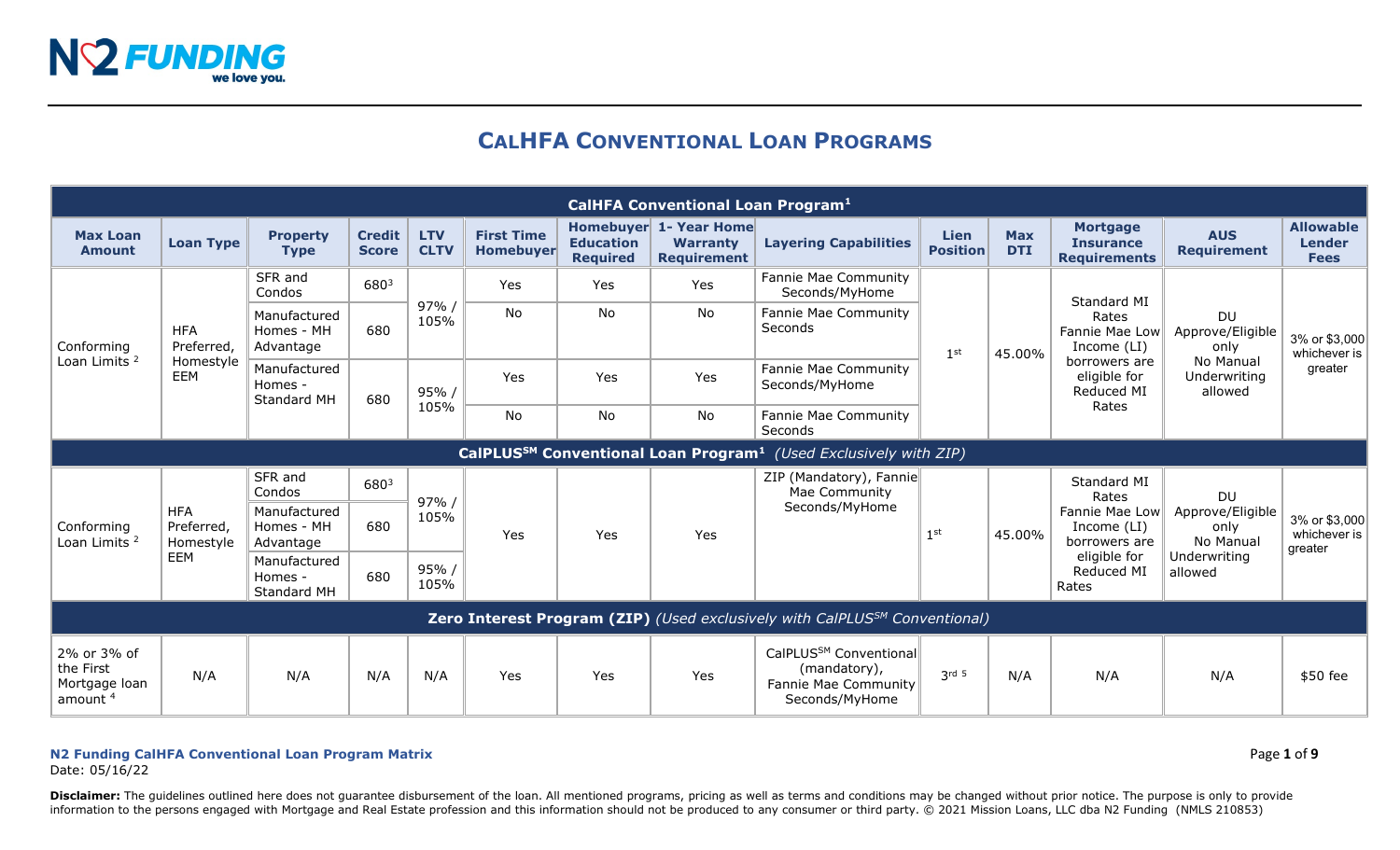# CalHFA Conventional Loan Programs

| Max Loan Amount | Loan Type | Property Type | Credit Score | LTV CLTV | First Time Homebuyer | Homebuyer Education Required | 1- Year Home Warranty Requirement | Layering Capabilities | Lien Position | Max DTI | Mortgage Insurance Requirements | AUS Requirement | Allowable Lender Fees |
|---|---|---|---|---|---|---|---|---|---|---|---|---|---|
| **CalHFA Conventional Loan Program[1]** | | | | | | | | | | | | | |
| Conforming Loan Limits [2] | HFA Preferred, Homestyle EEM | SFR and Condos | 680[3] | 97% / 105% | Yes | Yes | Yes | Fannie Mae Community Seconds/MyHome | 1st | 45.00% | Standard MI Rates Fannie Mae Low Income (LI) borrowers are eligible for Reduced MI Rates | DU Approve/Eligible only No Manual Underwriting allowed | 3% or $3,000 whichever is greater |
| | | Manufactured Homes - MH Advantage | 680 | | No | No | No | Fannie Mae Community Seconds | | | | | |
| | | Manufactured Homes - Standard MH | 680 | 95% / 105% | Yes | Yes | Yes | Fannie Mae Community Seconds/MyHome | | | | | |
| | | | | | No | No | No | Fannie Mae Community Seconds | | | | | |
| **CalPLUS℠ Conventional Loan Program[1]** *(Used Exclusively with ZIP)* | | | | | | | | | | | | | |
| Conforming Loan Limits [2] | HFA Preferred, Homestyle EEM | SFR and Condos | 680[3] | 97% / 105% | Yes | Yes | Yes | ZIP (Mandatory), Fannie Mae Community Seconds/MyHome | 1st | 45.00% | Standard MI Rates Fannie Mae Low Income (LI) borrowers are eligible for Reduced MI Rates | DU Approve/Eligible only No Manual Underwriting allowed | 3% or $3,000 whichever is greater |
| | | Manufactured Homes - MH Advantage | 680 | | | | | | | | | | |
| | | Manufactured Homes - Standard MH | 680 | 95% / 105% | | | | | | | | | |
| **Zero Interest Program (ZIP)** *(Used exclusively with CalPLUS℠ Conventional)* | | | | | | | | | | | | | |
| 2% or 3% of the First Mortgage loan amount [4] | N/A | N/A | N/A | N/A | Yes | Yes | Yes | CalPLUS℠ Conventional (mandatory), Fannie Mae Community Seconds/MyHome | 3rd [5] | N/A | N/A | N/A | $50 fee |

**N2 Funding CalHFA Conventional Loan Program Matrix**
Date: 05/16/22

**Disclaimer:** The guidelines outlined here does not guarantee disbursement of the loan. All mentioned programs, pricing as well as terms and conditions may be changed without prior notice. The purpose is only to provide information to the persons engaged with Mortgage and Real Estate profession and this information should not be produced to any consumer or third party. © 2021 Mission Loans, LLC dba N2 Funding (NMLS 210853)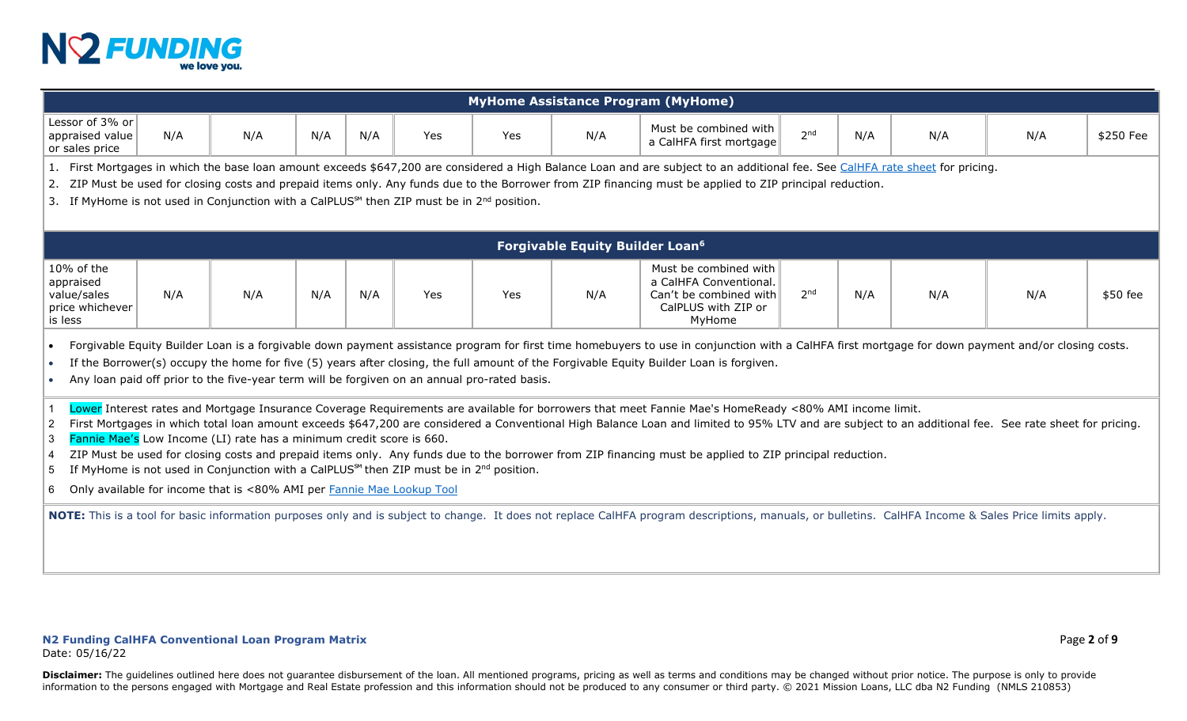| MyHome Assistance Program (MyHome) | | | | | | | | | | | | | |
|---|---|---|---|---|---|---|---|---|---|---|---|---|---|
| Lessor of 3% or appraised value or sales price | N/A | N/A | N/A | N/A | Yes | Yes | N/A | Must be combined with a CalHFA first mortgage | 2nd | N/A | N/A | N/A | $250 Fee |

1. First Mortgages in which the base loan amount exceeds $647,200 are considered a High Balance Loan and are subject to an additional fee. See CalHFA rate sheet for pricing.
2. ZIP Must be used for closing costs and prepaid items only. Any funds due to the Borrower from ZIP financing must be applied to ZIP principal reduction.
3. If MyHome is not used in Conjunction with a CalPLUS℠ then ZIP must be in 2nd position.

| Forgivable Equity Builder Loan[6] | | | | | | | | | | | | | |
|---|---|---|---|---|---|---|---|---|---|---|---|---|---|
| 10% of the appraised value/sales price whichever is less | N/A | N/A | N/A | N/A | Yes | Yes | N/A | Must be combined with a CalHFA Conventional. Can't be combined with CalPLUS with ZIP or MyHome | 2nd | N/A | N/A | N/A | $50 fee |

- Forgivable Equity Builder Loan is a forgivable down payment assistance program for first time homebuyers to use in conjunction with a CalHFA first mortgage for down payment and/or closing costs.
- If the Borrower(s) occupy the home for five (5) years after closing, the full amount of the Forgivable Equity Builder Loan is forgiven.
- Any loan paid off prior to the five-year term will be forgiven on an annual pro-rated basis.

1 Lower Interest rates and Mortgage Insurance Coverage Requirements are available for borrowers that meet Fannie Mae's HomeReady <80% AMI income limit.
2 First Mortgages in which total loan amount exceeds $647,200 are considered a Conventional High Balance Loan and limited to 95% LTV and are subject to an additional fee. See rate sheet for pricing.
3 Fannie Mae's Low Income (LI) rate has a minimum credit score is 660.
4 ZIP Must be used for closing costs and prepaid items only. Any funds due to the borrower from ZIP financing must be applied to ZIP principal reduction.
5 If MyHome is not used in Conjunction with a CalPLUS℠ then ZIP must be in 2nd position.
6 Only available for income that is <80% AMI per Fannie Mae Lookup Tool

**NOTE:** This is a tool for basic information purposes only and is subject to change. It does not replace CalHFA program descriptions, manuals, or bulletins. CalHFA Income & Sales Price limits apply.

**N2 Funding CalHFA Conventional Loan Program Matrix**
Date: 05/16/22

**Disclaimer:** The guidelines outlined here does not guarantee disbursement of the loan. All mentioned programs, pricing as well as terms and conditions may be changed without prior notice. The purpose is only to provide information to the persons engaged with Mortgage and Real Estate profession and this information should not be produced to any consumer or third party. © 2021 Mission Loans, LLC dba N2 Funding (NMLS 210853)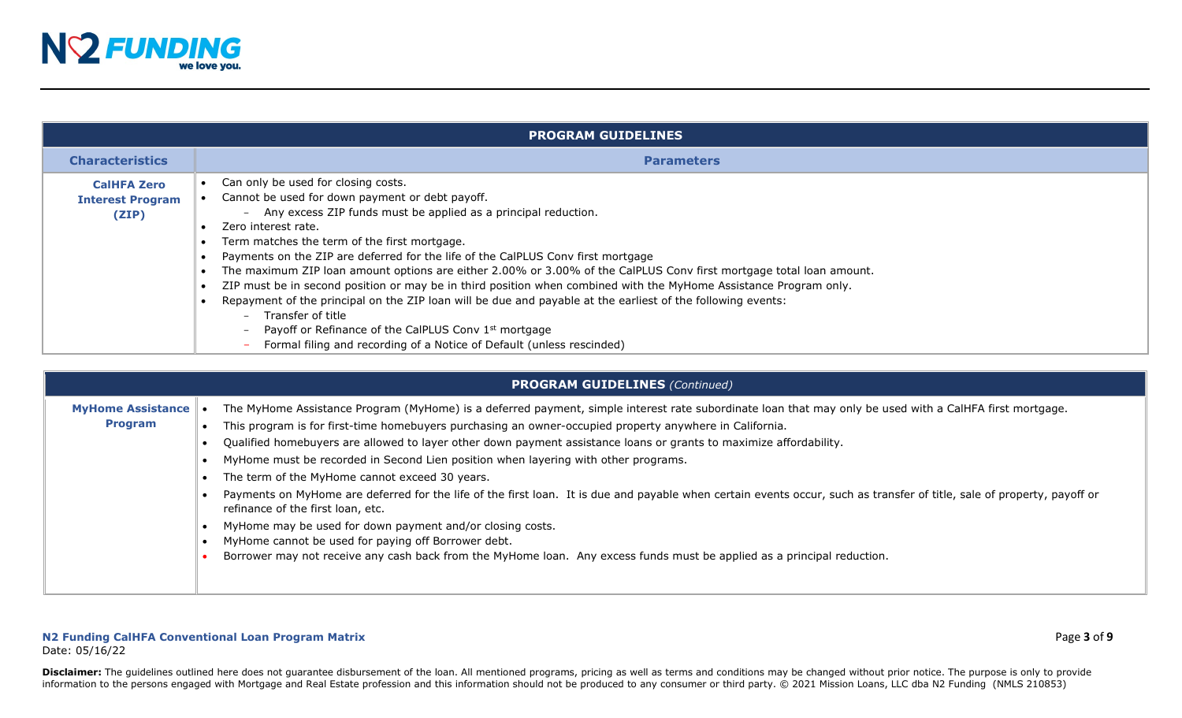| PROGRAM GUIDELINES | |
|---|---|
| **Characteristics** | **Parameters** |
| **CalHFA Zero Interest Program (ZIP)** | • Can only be used for closing costs.<br>• Cannot be used for down payment or debt payoff.<br>&nbsp;&nbsp;&nbsp;&nbsp;– Any excess ZIP funds must be applied as a principal reduction.<br>• Zero interest rate.<br>• Term matches the term of the first mortgage.<br>• Payments on the ZIP are deferred for the life of the CalPLUS Conv first mortgage<br>• The maximum ZIP loan amount options are either 2.00% or 3.00% of the CalPLUS Conv first mortgage total loan amount.<br>• ZIP must be in second position or may be in third position when combined with the MyHome Assistance Program only.<br>• Repayment of the principal on the ZIP loan will be due and payable at the earliest of the following events:<br>&nbsp;&nbsp;&nbsp;&nbsp;– Transfer of title<br>&nbsp;&nbsp;&nbsp;&nbsp;– Payoff or Refinance of the CalPLUS Conv 1st mortgage<br>&nbsp;&nbsp;&nbsp;&nbsp;– Formal filing and recording of a Notice of Default (unless rescinded) |

| PROGRAM GUIDELINES *(Continued)* | |
|---|---|
| **MyHome Assistance Program** | • The MyHome Assistance Program (MyHome) is a deferred payment, simple interest rate subordinate loan that may only be used with a CalHFA first mortgage.<br>• This program is for first-time homebuyers purchasing an owner-occupied property anywhere in California.<br>• Qualified homebuyers are allowed to layer other down payment assistance loans or grants to maximize affordability.<br>• MyHome must be recorded in Second Lien position when layering with other programs.<br>• The term of the MyHome cannot exceed 30 years.<br>• Payments on MyHome are deferred for the life of the first loan. It is due and payable when certain events occur, such as transfer of title, sale of property, payoff or refinance of the first loan, etc.<br>• MyHome may be used for down payment and/or closing costs.<br>• MyHome cannot be used for paying off Borrower debt.<br>• Borrower may not receive any cash back from the MyHome loan. Any excess funds must be applied as a principal reduction. |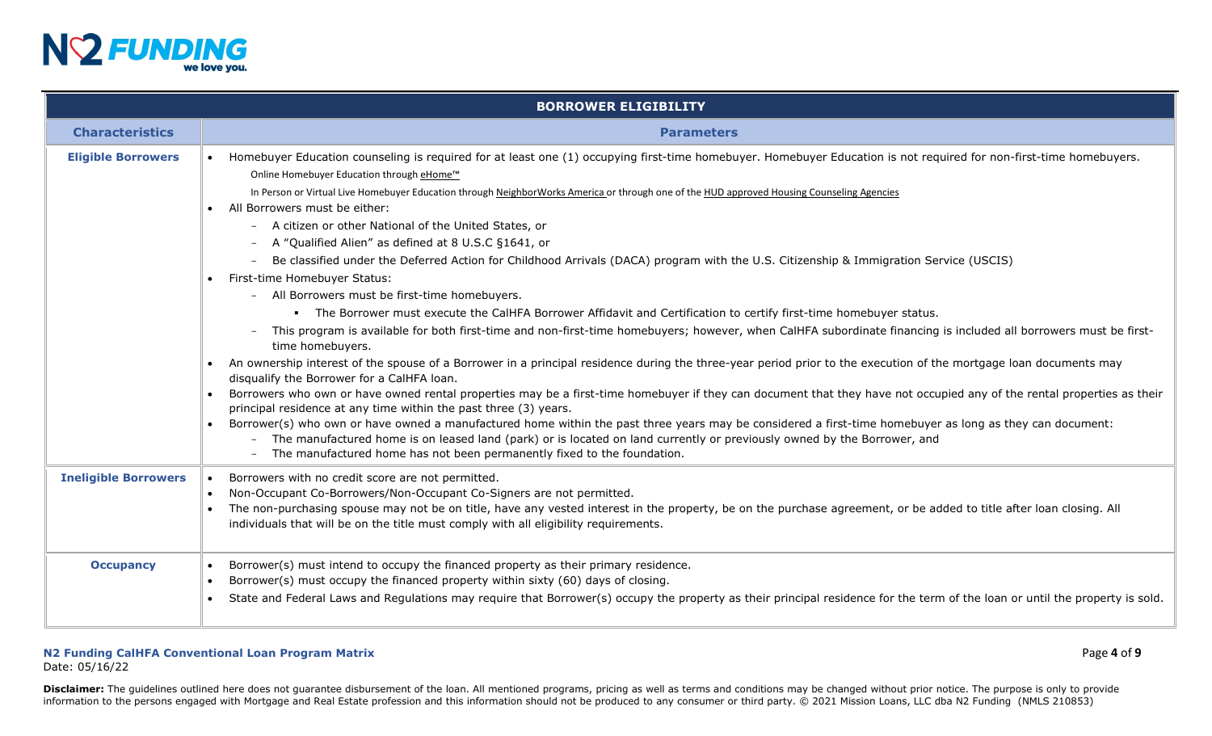| BORROWER ELIGIBILITY | |
|---|---|
| **Characteristics** | **Parameters** |
| **Eligible Borrowers** | • Homebuyer Education counseling is required for at least one (1) occupying first-time homebuyer. Homebuyer Education is not required for non-first-time homebuyers.<br>Online Homebuyer Education through eHome™<br>In Person or Virtual Live Homebuyer Education through NeighborWorks America or through one of the HUD approved Housing Counseling Agencies<br>• All Borrowers must be either:<br>– A citizen or other National of the United States, or<br>– A "Qualified Alien" as defined at 8 U.S.C §1641, or<br>– Be classified under the Deferred Action for Childhood Arrivals (DACA) program with the U.S. Citizenship & Immigration Service (USCIS)<br>• First-time Homebuyer Status:<br>– All Borrowers must be first-time homebuyers.<br>▪ The Borrower must execute the CalHFA Borrower Affidavit and Certification to certify first-time homebuyer status.<br>– This program is available for both first-time and non-first-time homebuyers; however, when CalHFA subordinate financing is included all borrowers must be first-time homebuyers.<br>• An ownership interest of the spouse of a Borrower in a principal residence during the three-year period prior to the execution of the mortgage loan documents may disqualify the Borrower for a CalHFA loan.<br>• Borrowers who own or have owned rental properties may be a first-time homebuyer if they can document that they have not occupied any of the rental properties as their principal residence at any time within the past three (3) years.<br>• Borrower(s) who own or have owned a manufactured home within the past three years may be considered a first-time homebuyer as long as they can document:<br>– The manufactured home is on leased land (park) or is located on land currently or previously owned by the Borrower, and<br>– The manufactured home has not been permanently fixed to the foundation. |
| **Ineligible Borrowers** | • Borrowers with no credit score are not permitted.<br>• Non-Occupant Co-Borrowers/Non-Occupant Co-Signers are not permitted.<br>• The non-purchasing spouse may not be on title, have any vested interest in the property, be on the purchase agreement, or be added to title after loan closing. All individuals that will be on the title must comply with all eligibility requirements. |
| **Occupancy** | • Borrower(s) must intend to occupy the financed property as their primary residence.<br>• Borrower(s) must occupy the financed property within sixty (60) days of closing.<br>• State and Federal Laws and Regulations may require that Borrower(s) occupy the property as their principal residence for the term of the loan or until the property is sold. |

**N2 Funding CalHFA Conventional Loan Program Matrix**
Date: 05/16/22

**Disclaimer:** The guidelines outlined here does not guarantee disbursement of the loan. All mentioned programs, pricing as well as terms and conditions may be changed without prior notice. The purpose is only to provide information to the persons engaged with Mortgage and Real Estate profession and this information should not be produced to any consumer or third party. © 2021 Mission Loans, LLC dba N2 Funding (NMLS 210853)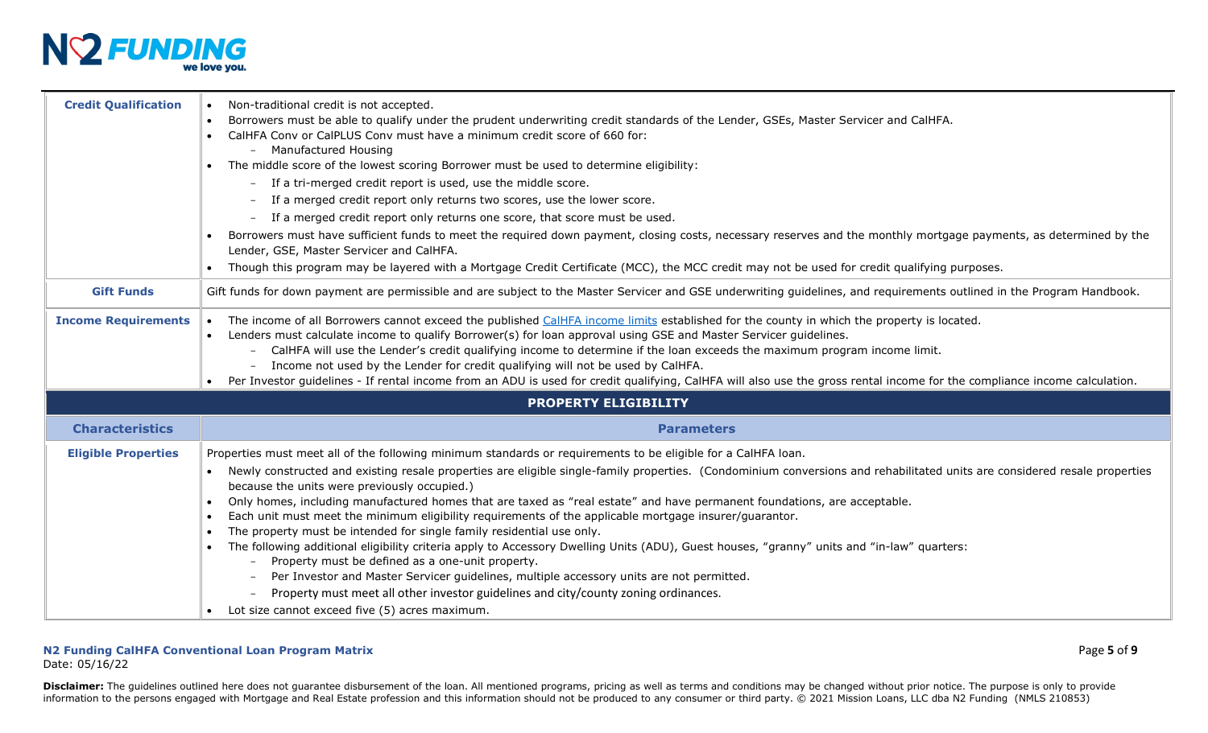| | |
|---|---|
| **Credit Qualification** | • Non-traditional credit is not accepted.<br>• Borrowers must be able to qualify under the prudent underwriting credit standards of the Lender, GSEs, Master Servicer and CalHFA.<br>• CalHFA Conv or CalPLUS Conv must have a minimum credit score of 660 for:<br>  – Manufactured Housing<br>• The middle score of the lowest scoring Borrower must be used to determine eligibility:<br>  – If a tri-merged credit report is used, use the middle score.<br>  – If a merged credit report only returns two scores, use the lower score.<br>  – If a merged credit report only returns one score, that score must be used.<br>• Borrowers must have sufficient funds to meet the required down payment, closing costs, necessary reserves and the monthly mortgage payments, as determined by the Lender, GSE, Master Servicer and CalHFA.<br>• Though this program may be layered with a Mortgage Credit Certificate (MCC), the MCC credit may not be used for credit qualifying purposes. |
| **Gift Funds** | Gift funds for down payment are permissible and are subject to the Master Servicer and GSE underwriting guidelines, and requirements outlined in the Program Handbook. |
| **Income Requirements** | • The income of all Borrowers cannot exceed the published CalHFA income limits established for the county in which the property is located.<br>• Lenders must calculate income to qualify Borrower(s) for loan approval using GSE and Master Servicer guidelines.<br>  – CalHFA will use the Lender's credit qualifying income to determine if the loan exceeds the maximum program income limit.<br>  – Income not used by the Lender for credit qualifying will not be used by CalHFA.<br>• Per Investor guidelines - If rental income from an ADU is used for credit qualifying, CalHFA will also use the gross rental income for the compliance income calculation. |
| **PROPERTY ELIGIBILITY** | |
| **Characteristics** | **Parameters** |
| **Eligible Properties** | Properties must meet all of the following minimum standards or requirements to be eligible for a CalHFA loan.<br>• Newly constructed and existing resale properties are eligible single-family properties. (Condominium conversions and rehabilitated units are considered resale properties because the units were previously occupied.)<br>• Only homes, including manufactured homes that are taxed as "real estate" and have permanent foundations, are acceptable.<br>• Each unit must meet the minimum eligibility requirements of the applicable mortgage insurer/guarantor.<br>• The property must be intended for single family residential use only.<br>• The following additional eligibility criteria apply to Accessory Dwelling Units (ADU), Guest houses, "granny" units and "in-law" quarters:<br>  – Property must be defined as a one-unit property.<br>  – Per Investor and Master Servicer guidelines, multiple accessory units are not permitted.<br>  – Property must meet all other investor guidelines and city/county zoning ordinances.<br>• Lot size cannot exceed five (5) acres maximum. |

**N2 Funding CalHFA Conventional Loan Program Matrix**
Date: 05/16/22

**Disclaimer:** The guidelines outlined here does not guarantee disbursement of the loan. All mentioned programs, pricing as well as terms and conditions may be changed without prior notice. The purpose is only to provide information to the persons engaged with Mortgage and Real Estate profession and this information should not be produced to any consumer or third party. © 2021 Mission Loans, LLC dba N2 Funding (NMLS 210853)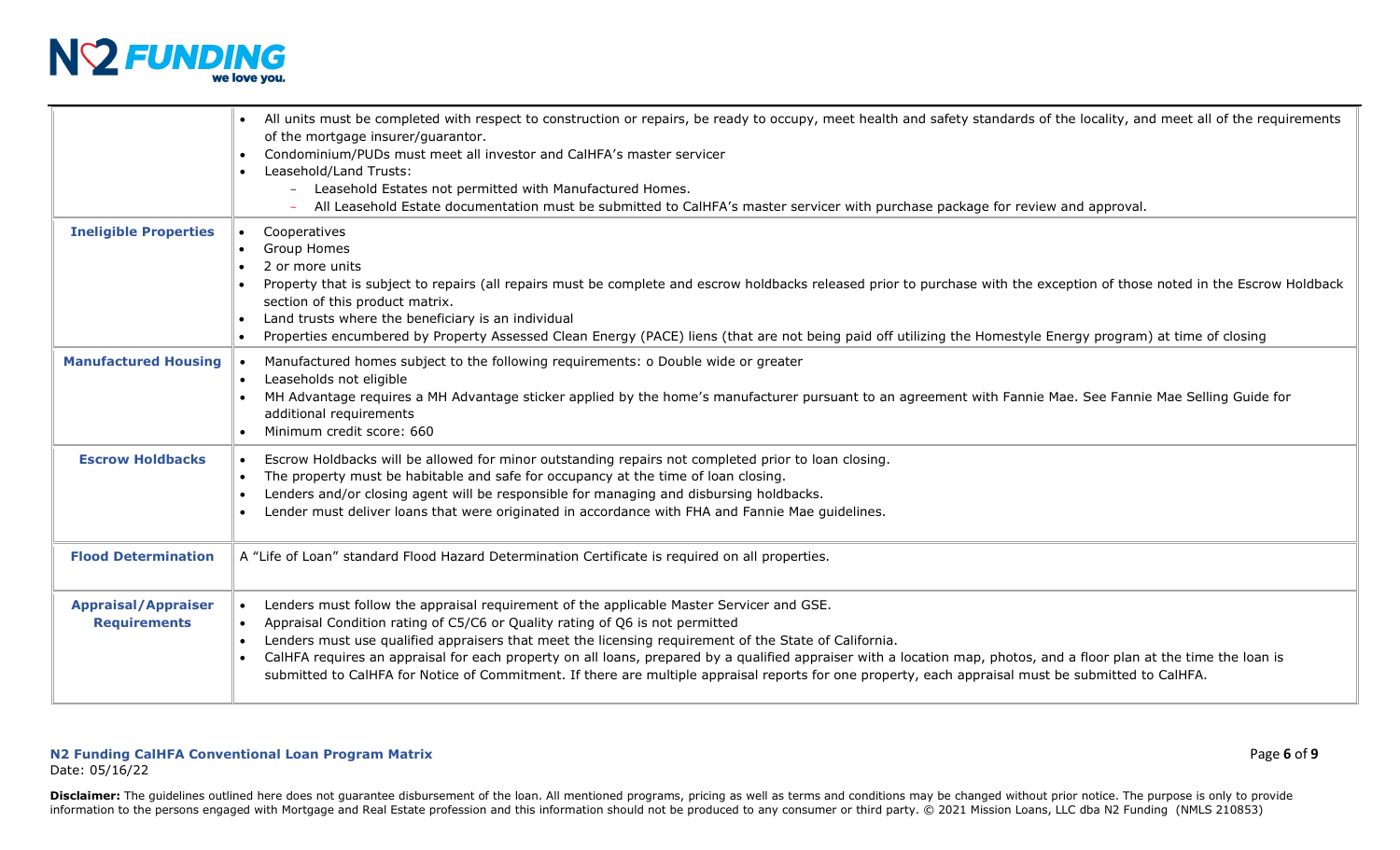| | |
|---|---|
| | • All units must be completed with respect to construction or repairs, be ready to occupy, meet health and safety standards of the locality, and meet all of the requirements of the mortgage insurer/guarantor.<br>• Condominium/PUDs must meet all investor and CalHFA's master servicer<br>• Leasehold/Land Trusts:<br>  - Leasehold Estates not permitted with Manufactured Homes.<br>  - All Leasehold Estate documentation must be submitted to CalHFA's master servicer with purchase package for review and approval. |
| **Ineligible Properties** | • Cooperatives<br>• Group Homes<br>• 2 or more units<br>• Property that is subject to repairs (all repairs must be complete and escrow holdbacks released prior to purchase with the exception of those noted in the Escrow Holdback section of this product matrix.<br>• Land trusts where the beneficiary is an individual<br>• Properties encumbered by Property Assessed Clean Energy (PACE) liens (that are not being paid off utilizing the Homestyle Energy program) at time of closing |
| **Manufactured Housing** | • Manufactured homes subject to the following requirements: o Double wide or greater<br>• Leaseholds not eligible<br>• MH Advantage requires a MH Advantage sticker applied by the home's manufacturer pursuant to an agreement with Fannie Mae. See Fannie Mae Selling Guide for additional requirements<br>• Minimum credit score: 660 |
| **Escrow Holdbacks** | • Escrow Holdbacks will be allowed for minor outstanding repairs not completed prior to loan closing.<br>• The property must be habitable and safe for occupancy at the time of loan closing.<br>• Lenders and/or closing agent will be responsible for managing and disbursing holdbacks.<br>• Lender must deliver loans that were originated in accordance with FHA and Fannie Mae guidelines. |
| **Flood Determination** | A "Life of Loan" standard Flood Hazard Determination Certificate is required on all properties. |
| **Appraisal/Appraiser Requirements** | • Lenders must follow the appraisal requirement of the applicable Master Servicer and GSE.<br>• Appraisal Condition rating of C5/C6 or Quality rating of Q6 is not permitted<br>• Lenders must use qualified appraisers that meet the licensing requirement of the State of California.<br>• CalHFA requires an appraisal for each property on all loans, prepared by a qualified appraiser with a location map, photos, and a floor plan at the time the loan is submitted to CalHFA for Notice of Commitment. If there are multiple appraisal reports for one property, each appraisal must be submitted to CalHFA. |

**N2 Funding CalHFA Conventional Loan Program Matrix**
Date: 05/16/22

**Disclaimer:** The guidelines outlined here does not guarantee disbursement of the loan. All mentioned programs, pricing as well as terms and conditions may be changed without prior notice. The purpose is only to provide information to the persons engaged with Mortgage and Real Estate profession and this information should not be produced to any consumer or third party. © 2021 Mission Loans, LLC dba N2 Funding (NMLS 210853)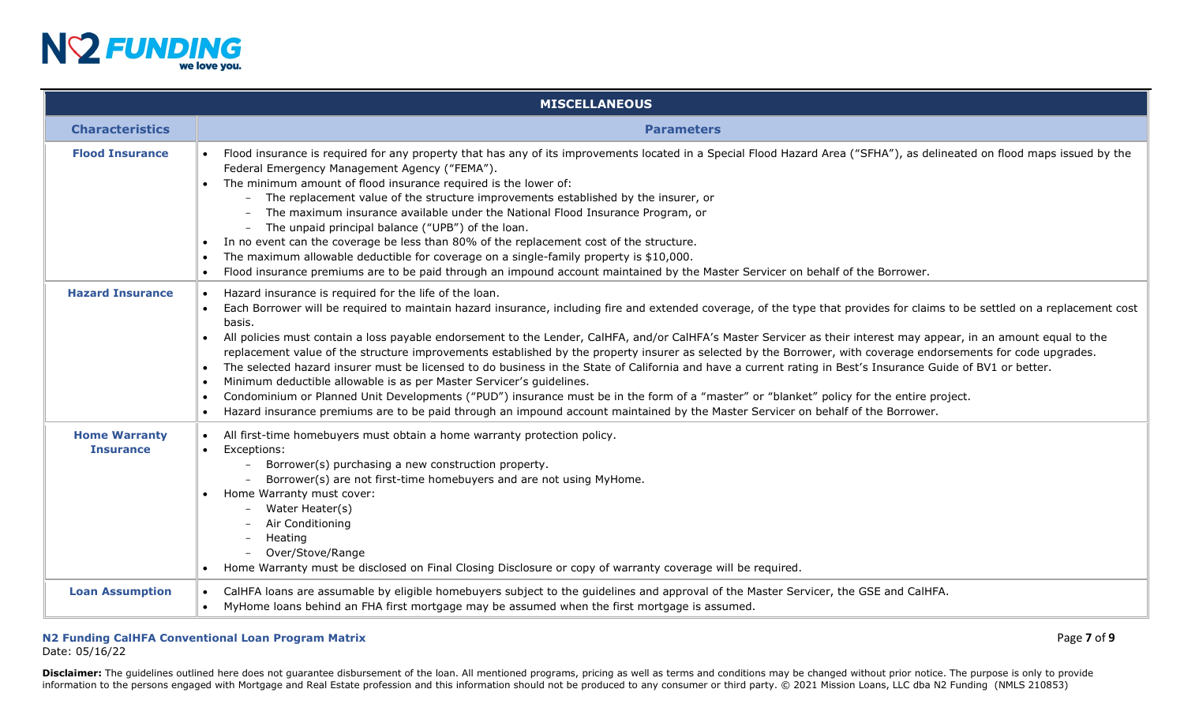| MISCELLANEOUS | |
|---|---|
| **Characteristics** | **Parameters** |
| **Flood Insurance** | • Flood insurance is required for any property that has any of its improvements located in a Special Flood Hazard Area ("SFHA"), as delineated on flood maps issued by the Federal Emergency Management Agency ("FEMA").<br>• The minimum amount of flood insurance required is the lower of:<br>&nbsp;&nbsp;– The replacement value of the structure improvements established by the insurer, or<br>&nbsp;&nbsp;– The maximum insurance available under the National Flood Insurance Program, or<br>&nbsp;&nbsp;– The unpaid principal balance ("UPB") of the loan.<br>• In no event can the coverage be less than 80% of the replacement cost of the structure.<br>• The maximum allowable deductible for coverage on a single-family property is $10,000.<br>• Flood insurance premiums are to be paid through an impound account maintained by the Master Servicer on behalf of the Borrower. |
| **Hazard Insurance** | • Hazard insurance is required for the life of the loan.<br>• Each Borrower will be required to maintain hazard insurance, including fire and extended coverage, of the type that provides for claims to be settled on a replacement cost basis.<br>• All policies must contain a loss payable endorsement to the Lender, CalHFA, and/or CalHFA's Master Servicer as their interest may appear, in an amount equal to the replacement value of the structure improvements established by the property insurer as selected by the Borrower, with coverage endorsements for code upgrades.<br>• The selected hazard insurer must be licensed to do business in the State of California and have a current rating in Best's Insurance Guide of BV1 or better.<br>• Minimum deductible allowable is as per Master Servicer's guidelines.<br>• Condominium or Planned Unit Developments ("PUD") insurance must be in the form of a "master" or "blanket" policy for the entire project.<br>• Hazard insurance premiums are to be paid through an impound account maintained by the Master Servicer on behalf of the Borrower. |
| **Home Warranty Insurance** | • All first-time homebuyers must obtain a home warranty protection policy.<br>• Exceptions:<br>&nbsp;&nbsp;– Borrower(s) purchasing a new construction property.<br>&nbsp;&nbsp;– Borrower(s) are not first-time homebuyers and are not using MyHome.<br>• Home Warranty must cover:<br>&nbsp;&nbsp;– Water Heater(s)<br>&nbsp;&nbsp;– Air Conditioning<br>&nbsp;&nbsp;– Heating<br>&nbsp;&nbsp;– Over/Stove/Range<br>• Home Warranty must be disclosed on Final Closing Disclosure or copy of warranty coverage will be required. |
| **Loan Assumption** | • CalHFA loans are assumable by eligible homebuyers subject to the guidelines and approval of the Master Servicer, the GSE and CalHFA.<br>• MyHome loans behind an FHA first mortgage may be assumed when the first mortgage is assumed. |

**N2 Funding CalHFA Conventional Loan Program Matrix**
Date: 05/16/22

**Disclaimer:** The guidelines outlined here does not guarantee disbursement of the loan. All mentioned programs, pricing as well as terms and conditions may be changed without prior notice. The purpose is only to provide information to the persons engaged with Mortgage and Real Estate profession and this information should not be produced to any consumer or third party. © 2021 Mission Loans, LLC dba N2 Funding (NMLS 210853)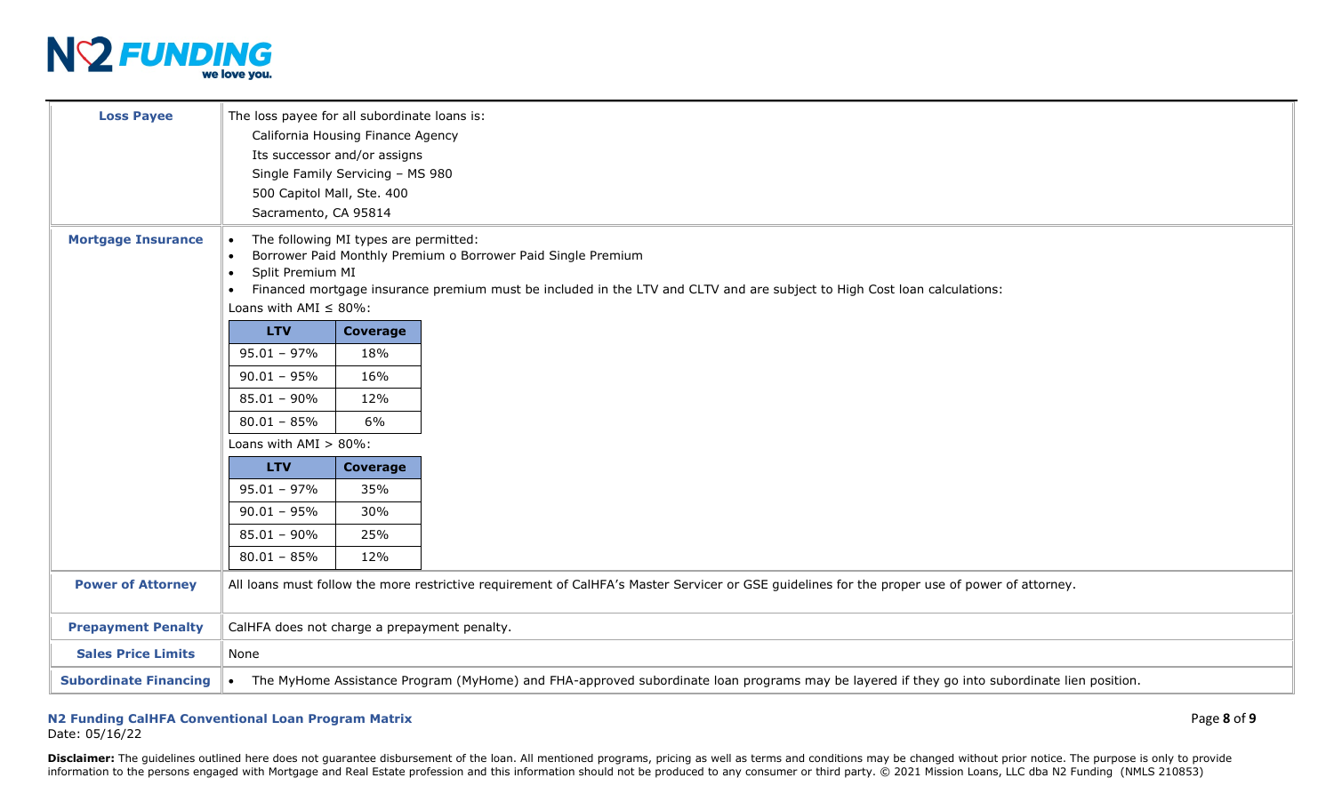| | |
|---|---|
| **Loss Payee** | The loss payee for all subordinate loans is:<br>California Housing Finance Agency<br>Its successor and/or assigns<br>Single Family Servicing – MS 980<br>500 Capitol Mall, Ste. 400<br>Sacramento, CA 95814 |
| **Mortgage Insurance** | • The following MI types are permitted:<br>• Borrower Paid Monthly Premium o Borrower Paid Single Premium<br>• Split Premium MI<br>• Financed mortgage insurance premium must be included in the LTV and CLTV and are subject to High Cost loan calculations:<br>Loans with AMI ≤ 80%:<br>**LTV** / **Coverage**<br>95.01 – 97% / 18%<br>90.01 – 95% / 16%<br>85.01 – 90% / 12%<br>80.01 – 85% / 6%<br>Loans with AMI > 80%:<br>**LTV** / **Coverage**<br>95.01 – 97% / 35%<br>90.01 – 95% / 30%<br>85.01 – 90% / 25%<br>80.01 – 85% / 12% |
| **Power of Attorney** | All loans must follow the more restrictive requirement of CalHFA's Master Servicer or GSE guidelines for the proper use of power of attorney. |
| **Prepayment Penalty** | CalHFA does not charge a prepayment penalty. |
| **Sales Price Limits** | None |
| **Subordinate Financing** | • The MyHome Assistance Program (MyHome) and FHA-approved subordinate loan programs may be layered if they go into subordinate lien position. |

Loans with AMI ≤ 80%:

| LTV | Coverage |
|---|---|
| 95.01 – 97% | 18% |
| 90.01 – 95% | 16% |
| 85.01 – 90% | 12% |
| 80.01 – 85% | 6% |

Loans with AMI > 80%:

| LTV | Coverage |
|---|---|
| 95.01 – 97% | 35% |
| 90.01 – 95% | 30% |
| 85.01 – 90% | 25% |
| 80.01 – 85% | 12% |

**N2 Funding CalHFA Conventional Loan Program Matrix**
Date: 05/16/22

**Disclaimer:** The guidelines outlined here does not guarantee disbursement of the loan. All mentioned programs, pricing as well as terms and conditions may be changed without prior notice. The purpose is only to provide information to the persons engaged with Mortgage and Real Estate profession and this information should not be produced to any consumer or third party. © 2021 Mission Loans, LLC dba N2 Funding (NMLS 210853)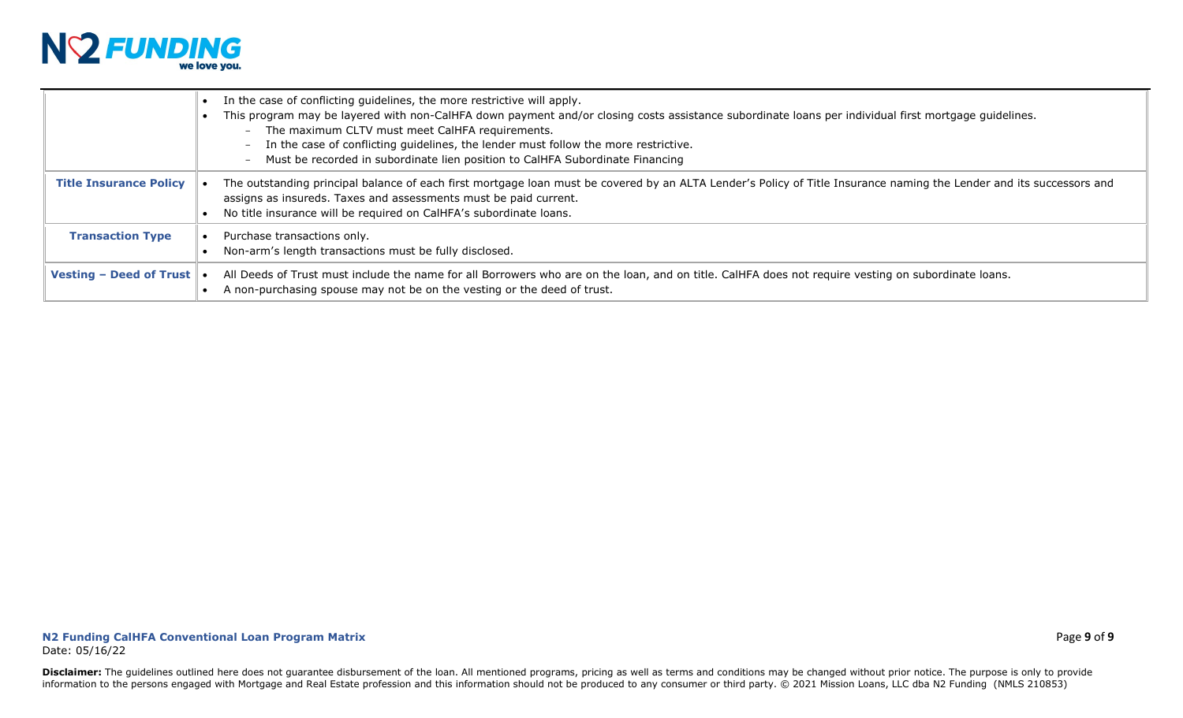| | |
|---|---|
| | • In the case of conflicting guidelines, the more restrictive will apply.<br>• This program may be layered with non-CalHFA down payment and/or closing costs assistance subordinate loans per individual first mortgage guidelines.<br>&nbsp;&nbsp;– The maximum CLTV must meet CalHFA requirements.<br>&nbsp;&nbsp;– In the case of conflicting guidelines, the lender must follow the more restrictive.<br>&nbsp;&nbsp;– Must be recorded in subordinate lien position to CalHFA Subordinate Financing |
| **Title Insurance Policy** | • The outstanding principal balance of each first mortgage loan must be covered by an ALTA Lender's Policy of Title Insurance naming the Lender and its successors and assigns as insureds. Taxes and assessments must be paid current.<br>• No title insurance will be required on CalHFA's subordinate loans. |
| **Transaction Type** | • Purchase transactions only.<br>• Non-arm's length transactions must be fully disclosed. |
| **Vesting – Deed of Trust** | • All Deeds of Trust must include the name for all Borrowers who are on the loan, and on title. CalHFA does not require vesting on subordinate loans.<br>• A non-purchasing spouse may not be on the vesting or the deed of trust. |

**N2 Funding CalHFA Conventional Loan Program Matrix**
Date: 05/16/22

**Disclaimer:** The guidelines outlined here does not guarantee disbursement of the loan. All mentioned programs, pricing as well as terms and conditions may be changed without prior notice. The purpose is only to provide information to the persons engaged with Mortgage and Real Estate profession and this information should not be produced to any consumer or third party. © 2021 Mission Loans, LLC dba N2 Funding (NMLS 210853)